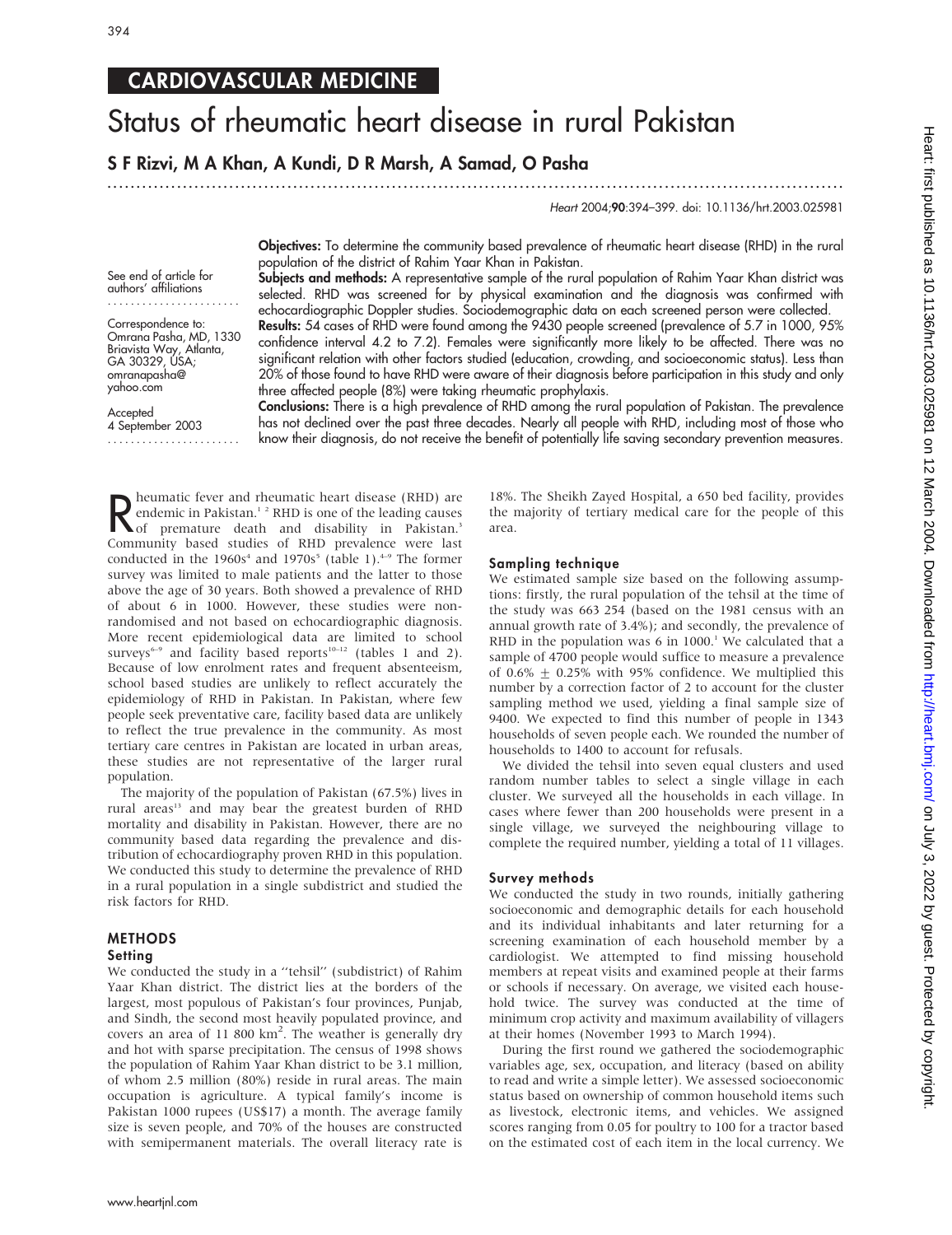CARDIOVASCULAR MEDICINE

# Status of rheumatic heart disease in rural Pakistan

S F Rizvi, M A Khan, A Kundi, D R Marsh, A Samad, O Pasha

See end of article for authors' affiliations

Correspondence to: Omrana Pasha, MD, 1330 Briavista Way, Atlanta, GA 30329, USA; omranapasha@yahoo.com

Accepted 4 September 2003

**Objectives:** To determine the community based prevalence of rheumatic heart disease (RHD) in the rural population of the district of Rahim Yaar Khan in Pakistan.

**Subjects and methods:** A representative sample of the rural population of Rahim Yaar Khan district was selected. RHD was screened for by physical examination and the diagnosis was confirmed with echocardiographic Doppler studies. Sociodemographic data on each screened person were collected.

**Results:** 54 cases of RHD were found among the 9430 people screened (prevalence of 5.7 in 1000, 95% confidence interval 4.2 to 7.2). Females were significantly more likely to be affected. There was no significant relation with other factors studied (education, crowding, and socioeconomic status). Less than 20% of those found to have RHD were aware of their diagnosis before participation in this study and only three affected people (8%) were taking rheumatic prophylaxis.

**Conclusions:** There is a high prevalence of RHD among the rural population of Pakistan. The prevalence has not declined over the past three decades. Nearly all people with RHD, including most of those who know their diagnosis, do not receive the benefit of potentially life saving secondary prevention measures.

Rheumatic fever and rheumatic heart disease (RHD) are endemic in Pakistan.[1 2] RHD is one of the leading causes of premature death and disability in Pakistan.[3] Community based studies of RHD prevalence were last conducted in the 1960s[4] and 1970s[5] (table 1).[4–9] The former survey was limited to male patients and the latter to those above the age of 30 years. Both showed a prevalence of RHD of about 6 in 1000. However, these studies were non-randomised and not based on echocardiographic diagnosis. More recent epidemiological data are limited to school surveys[6–9] and facility based reports[10–12] (tables 1 and 2). Because of low enrolment rates and frequent absenteeism, school based studies are unlikely to reflect accurately the epidemiology of RHD in Pakistan. In Pakistan, where few people seek preventative care, facility based data are unlikely to reflect the true prevalence in the community. As most tertiary care centres in Pakistan are located in urban areas, these studies are not representative of the larger rural population.

The majority of the population of Pakistan (67.5%) lives in rural areas[13] and may bear the greatest burden of RHD mortality and disability in Pakistan. However, there are no community based data regarding the prevalence and distribution of echocardiography proven RHD in this population. We conducted this study to determine the prevalence of RHD in a rural population in a single subdistrict and studied the risk factors for RHD.

## METHODS

### Setting

We conducted the study in a "tehsil" (subdistrict) of Rahim Yaar Khan district. The district lies at the borders of the largest, most populous of Pakistan's four provinces, Punjab, and Sindh, the second most heavily populated province, and covers an area of 11 800 km$^2$. The weather is generally dry and hot with sparse precipitation. The census of 1998 shows the population of Rahim Yaar Khan district to be 3.1 million, of whom 2.5 million (80%) reside in rural areas. The main occupation is agriculture. A typical family's income is Pakistan 1000 rupees (US$17) a month. The average family size is seven people, and 70% of the houses are constructed with semipermanent materials. The overall literacy rate is 18%. The Sheikh Zayed Hospital, a 650 bed facility, provides the majority of tertiary medical care for the people of this area.

### Sampling technique

We estimated sample size based on the following assumptions: firstly, the rural population of the tehsil at the time of the study was 663 254 (based on the 1981 census with an annual growth rate of 3.4%); and secondly, the prevalence of RHD in the population was 6 in 1000.[1] We calculated that a sample of 4700 people would suffice to measure a prevalence of 0.6% $\pm$ 0.25% with 95% confidence. We multiplied this number by a correction factor of 2 to account for the cluster sampling method we used, yielding a final sample size of 9400. We expected to find this number of people in 1343 households of seven people each. We rounded the number of households to 1400 to account for refusals.

We divided the tehsil into seven equal clusters and used random number tables to select a single village in each cluster. We surveyed all the households in each village. In cases where fewer than 200 households were present in a single village, we surveyed the neighbouring village to complete the required number, yielding a total of 11 villages.

### Survey methods

We conducted the study in two rounds, initially gathering socioeconomic and demographic details for each household and its individual inhabitants and later returning for a screening examination of each household member by a cardiologist. We attempted to find missing household members at repeat visits and examined people at their farms or schools if necessary. On average, we visited each household twice. The survey was conducted at the time of minimum crop activity and maximum availability of villagers at their homes (November 1993 to March 1994).

During the first round we gathered the sociodemographic variables age, sex, occupation, and literacy (based on ability to read and write a simple letter). We assessed socioeconomic status based on ownership of common household items such as livestock, electronic items, and vehicles. We assigned scores ranging from 0.05 for poultry to 100 for a tractor based on the estimated cost of each item in the local currency. We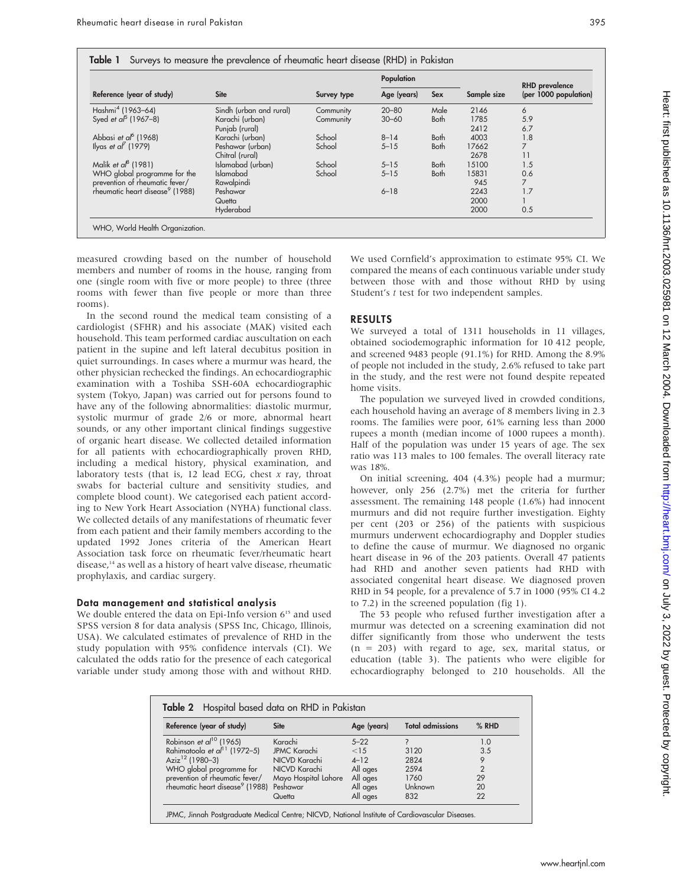**Table 1** Surveys to measure the prevalence of rheumatic heart disease (RHD) in Pakistan

| Reference (year of study) | Site | Survey type | Population | | Sample size | RHD prevalence (per 1000 population) |
|---|---|---|---|---|---|---|
| | | | Age (years) | Sex | | |
| Hashmi[4] (1963–64) | Sindh (urban and rural) | Community | 20–80 | Male | 2146 | 6 |
| Syed *et al*[5] (1967–8) | Karachi (urban) | Community | 30–60 | Both | 1785 | 5.9 |
| | Punjab (rural) | | | | 2412 | 6.7 |
| Abbasi *et al*[6] (1968) | Karachi (urban) | School | 8–14 | Both | 4003 | 1.8 |
| Ilyas *et al*[7] (1979) | Peshawar (urban) | School | 5–15 | Both | 17662 | 7 |
| | Chitral (rural) | | | | 2678 | 11 |
| Malik *et al*[8] (1981) | Islamabad (urban) | School | 5–15 | Both | 15100 | 1.5 |
| WHO global programme for the prevention of rheumatic fever/ rheumatic heart disease[9] (1988) | Islamabad | School | 5–15 | Both | 15831 | 0.6 |
| | Rawalpindi | | | | 945 | 7 |
| | Peshawar | | 6–18 | | 2243 | 1.7 |
| | Quetta | | | | 2000 | 1 |
| | Hyderabad | | | | 2000 | 0.5 |

WHO, World Health Organization.

measured crowding based on the number of household members and number of rooms in the house, ranging from one (single room with five or more people) to three (three rooms with fewer than five people or more than three rooms).

In the second round the medical team consisting of a cardiologist (SFHR) and his associate (MAK) visited each household. This team performed cardiac auscultation on each patient in the supine and left lateral decubitus position in quiet surroundings. In cases where a murmur was heard, the other physician rechecked the findings. An echocardiographic examination with a Toshiba SSH-60A echocardiographic system (Tokyo, Japan) was carried out for persons found to have any of the following abnormalities: diastolic murmur, systolic murmur of grade 2/6 or more, abnormal heart sounds, or any other important clinical findings suggestive of organic heart disease. We collected detailed information for all patients with echocardiographically proven RHD, including a medical history, physical examination, and laboratory tests (that is, 12 lead ECG, chest *x* ray, throat swabs for bacterial culture and sensitivity studies, and complete blood count). We categorised each patient according to New York Heart Association (NYHA) functional class. We collected details of any manifestations of rheumatic fever from each patient and their family members according to the updated 1992 Jones criteria of the American Heart Association task force on rheumatic fever/rheumatic heart disease,[14] as well as a history of heart valve disease, rheumatic prophylaxis, and cardiac surgery.

### Data management and statistical analysis

We double entered the data on Epi-Info version 6[15] and used SPSS version 8 for data analysis (SPSS Inc, Chicago, Illinois, USA). We calculated estimates of prevalence of RHD in the study population with 95% confidence intervals (CI). We calculated the odds ratio for the presence of each categorical variable under study among those with and without RHD. We used Cornfield's approximation to estimate 95% CI. We compared the means of each continuous variable under study between those with and those without RHD by using Student's *t* test for two independent samples.

## RESULTS

We surveyed a total of 1311 households in 11 villages, obtained sociodemographic information for 10 412 people, and screened 9483 people (91.1%) for RHD. Among the 8.9% of people not included in the study, 2.6% refused to take part in the study, and the rest were not found despite repeated home visits.

The population we surveyed lived in crowded conditions, each household having an average of 8 members living in 2.3 rooms. The families were poor, 61% earning less than 2000 rupees a month (median income of 1000 rupees a month). Half of the population was under 15 years of age. The sex ratio was 113 males to 100 females. The overall literacy rate was 18%.

On initial screening, 404 (4.3%) people had a murmur; however, only 256 (2.7%) met the criteria for further assessment. The remaining 148 people (1.6%) had innocent murmurs and did not require further investigation. Eighty per cent (203 or 256) of the patients with suspicious murmurs underwent echocardiography and Doppler studies to define the cause of murmur. We diagnosed no organic heart disease in 96 of the 203 patients. Overall 47 patients had RHD and another seven patients had RHD with associated congenital heart disease. We diagnosed proven RHD in 54 people, for a prevalence of 5.7 in 1000 (95% CI 4.2 to 7.2) in the screened population (fig 1).

The 53 people who refused further investigation after a murmur was detected on a screening examination did not differ significantly from those who underwent the tests (n = 203) with regard to age, sex, marital status, or education (table 3). The patients who were eligible for echocardiography belonged to 210 households. All the

**Table 2** Hospital based data on RHD in Pakistan

| Reference (year of study) | Site | Age (years) | Total admissions | % RHD |
|---|---|---|---|---|
| Robinson *et al*[10] (1965) | Karachi | 5–22 | ? | 1.0 |
| Rahimatoola *et al*[11] (1972–5) | JPMC Karachi | <15 | 3120 | 3.5 |
| Aziz[12] (1980–3) | NICVD Karachi | 4–12 | 2824 | 9 |
| WHO global programme for prevention of rheumatic fever/ rheumatic heart disease[9] (1988) | NICVD Karachi | All ages | 2594 | 2 |
| | Mayo Hospital Lahore | All ages | 1760 | 29 |
| | Peshawar | All ages | Unknown | 20 |
| | Quetta | All ages | 832 | 22 |

JPMC, Jinnah Postgraduate Medical Centre; NICVD, National Institute of Cardiovascular Diseases.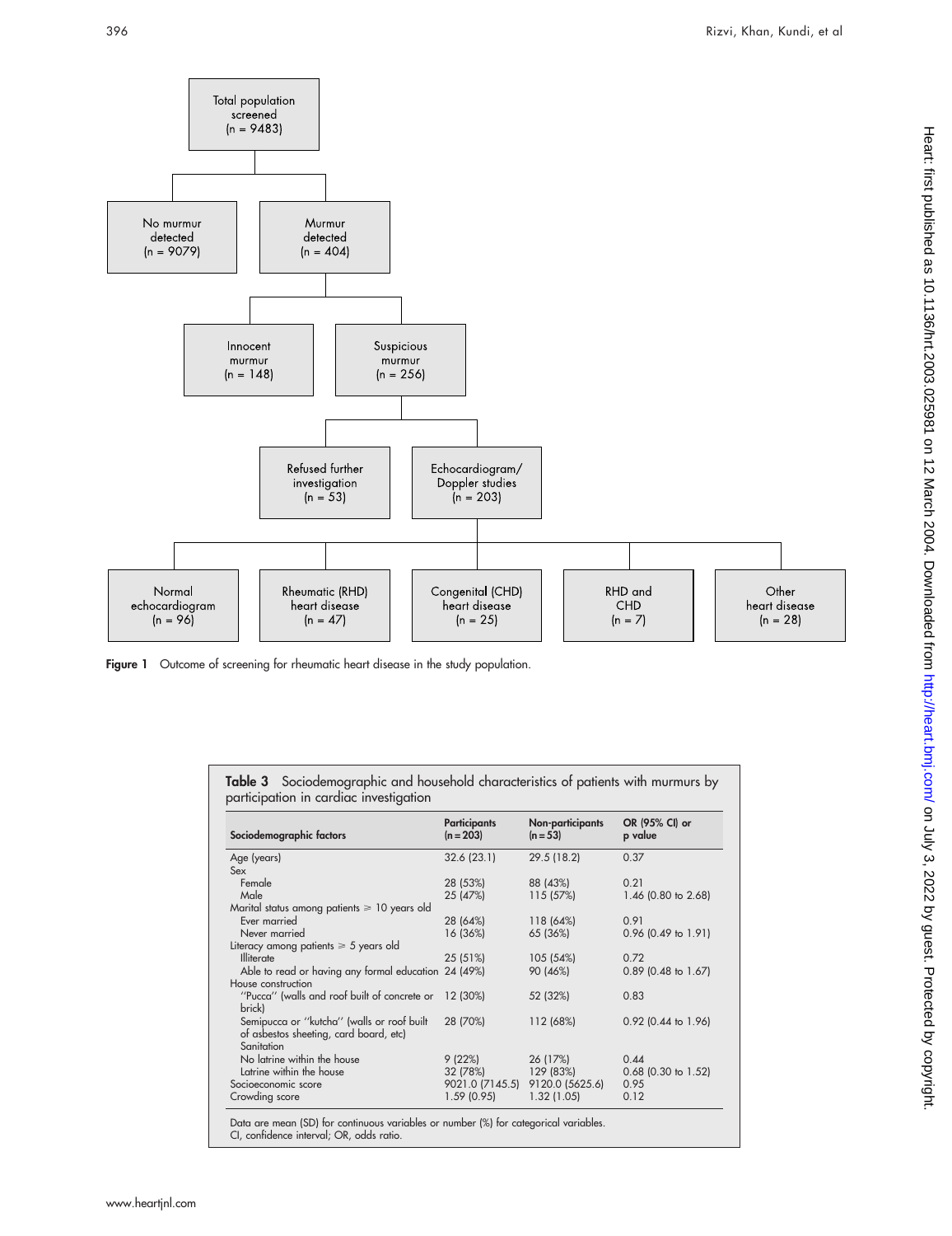Total population screened (n = 9483)

No murmur detected (n = 9079)

Murmur detected (n = 404)

Innocent murmur (n = 148)

Suspicious murmur (n = 256)

Refused further investigation (n = 53)

Echocardiogram/ Doppler studies (n = 203)

Normal echocardiogram (n = 96)

Rheumatic (RHD) heart disease (n = 47)

Congenital (CHD) heart disease (n = 25)

RHD and CHD (n = 7)

Other heart disease (n = 28)

**Figure 1** Outcome of screening for rheumatic heart disease in the study population.

**Table 3** Sociodemographic and household characteristics of patients with murmurs by participation in cardiac investigation

| Sociodemographic factors | Participants (n = 203) | Non-participants (n = 53) | OR (95% CI) or p value |
|---|---|---|---|
| Age (years) | 32.6 (23.1) | 29.5 (18.2) | 0.37 |
| Sex | | | |
| Female | 28 (53%) | 88 (43%) | 0.21 |
| Male | 25 (47%) | 115 (57%) | 1.46 (0.80 to 2.68) |
| Marital status among patients ⩾ 10 years old | | | |
| Ever married | 28 (64%) | 118 (64%) | 0.91 |
| Never married | 16 (36%) | 65 (36%) | 0.96 (0.49 to 1.91) |
| Literacy among patients ⩾ 5 years old | | | |
| Illiterate | 25 (51%) | 105 (54%) | 0.72 |
| Able to read or having any formal education | 24 (49%) | 90 (46%) | 0.89 (0.48 to 1.67) |
| House construction | | | |
| "Pucca" (walls and roof built of concrete or brick) | 12 (30%) | 52 (32%) | 0.83 |
| Semipucca or "kutcha" (walls or roof built of asbestos sheeting, card board, etc) | 28 (70%) | 112 (68%) | 0.92 (0.44 to 1.96) |
| Sanitation | | | |
| No latrine within the house | 9 (22%) | 26 (17%) | 0.44 |
| Latrine within the house | 32 (78%) | 129 (83%) | 0.68 (0.30 to 1.52) |
| Socioeconomic score | 9021.0 (7145.5) | 9120.0 (5625.6) | 0.95 |
| Crowding score | 1.59 (0.95) | 1.32 (1.05) | 0.12 |

Data are mean (SD) for continuous variables or number (%) for categorical variables.
CI, confidence interval; OR, odds ratio.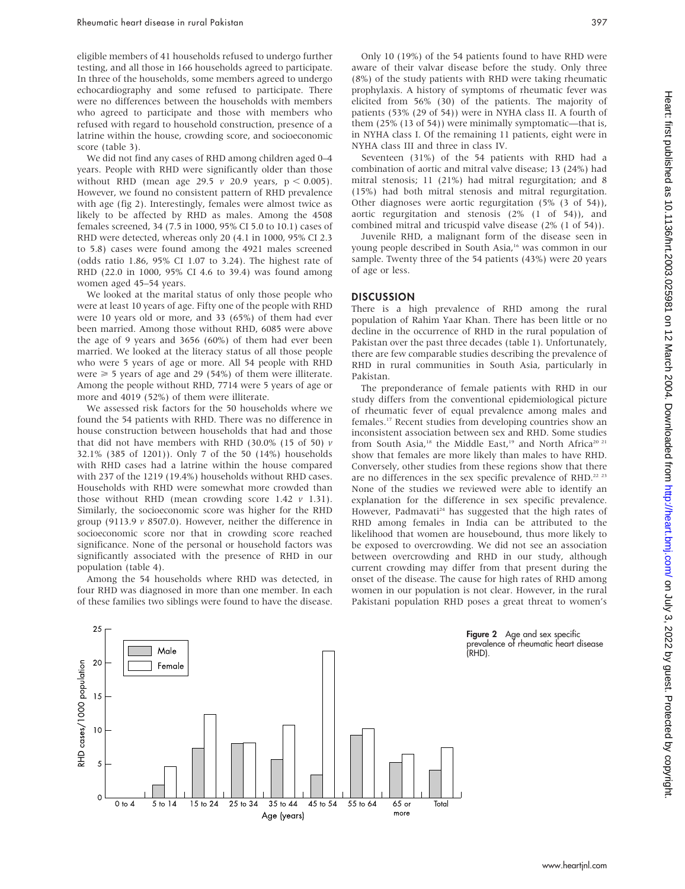eligible members of 41 households refused to undergo further testing, and all those in 166 households agreed to participate. In three of the households, some members agreed to undergo echocardiography and some refused to participate. There were no differences between the households with members who agreed to participate and those with members who refused with regard to household construction, presence of a latrine within the house, crowding score, and socioeconomic score (table 3).

We did not find any cases of RHD among children aged 0–4 years. People with RHD were significantly older than those without RHD (mean age 29.5 *v* 20.9 years, $p < 0.005$). However, we found no consistent pattern of RHD prevalence with age (fig 2). Interestingly, females were almost twice as likely to be affected by RHD as males. Among the 4508 females screened, 34 (7.5 in 1000, 95% CI 5.0 to 10.1) cases of RHD were detected, whereas only 20 (4.1 in 1000, 95% CI 2.3 to 5.8) cases were found among the 4921 males screened (odds ratio 1.86, 95% CI 1.07 to 3.24). The highest rate of RHD (22.0 in 1000, 95% CI 4.6 to 39.4) was found among women aged 45–54 years.

We looked at the marital status of only those people who were at least 10 years of age. Fifty one of the people with RHD were 10 years old or more, and 33 (65%) of them had ever been married. Among those without RHD, 6085 were above the age of 9 years and 3656 (60%) of them had ever been married. We looked at the literacy status of all those people who were 5 years of age or more. All 54 people with RHD were $\geq$ 5 years of age and 29 (54%) of them were illiterate. Among the people without RHD, 7714 were 5 years of age or more and 4019 (52%) of them were illiterate.

We assessed risk factors for the 50 households where we found the 54 patients with RHD. There was no difference in house construction between households that had and those that did not have members with RHD (30.0% (15 of 50) *v* 32.1% (385 of 1201)). Only 7 of the 50 (14%) households with RHD cases had a latrine within the house compared with 237 of the 1219 (19.4%) households without RHD cases. Households with RHD were somewhat more crowded than those without RHD (mean crowding score 1.42 *v* 1.31). Similarly, the socioeconomic score was higher for the RHD group (9113.9 *v* 8507.0). However, neither the difference in socioeconomic score nor that in crowding score reached significance. None of the personal or household factors was significantly associated with the presence of RHD in our population (table 4).

Among the 54 households where RHD was detected, in four RHD was diagnosed in more than one member. In each of these families two siblings were found to have the disease.

Only 10 (19%) of the 54 patients found to have RHD were aware of their valvar disease before the study. Only three (8%) of the study patients with RHD were taking rheumatic prophylaxis. A history of symptoms of rheumatic fever was elicited from 56% (30) of the patients. The majority of patients (53% (29 of 54)) were in NYHA class II. A fourth of them (25% (13 of 54)) were minimally symptomatic—that is, in NYHA class I. Of the remaining 11 patients, eight were in NYHA class III and three in class IV.

Seventeen (31%) of the 54 patients with RHD had a combination of aortic and mitral valve disease; 13 (24%) had mitral stenosis; 11 (21%) had mitral regurgitation; and 8 (15%) had both mitral stenosis and mitral regurgitation. Other diagnoses were aortic regurgitation (5% (3 of 54)), aortic regurgitation and stenosis (2% (1 of 54)), and combined mitral and tricuspid valve disease (2% (1 of 54)).

Juvenile RHD, a malignant form of the disease seen in young people described in South Asia,[16] was common in our sample. Twenty three of the 54 patients (43%) were 20 years of age or less.

## DISCUSSION

There is a high prevalence of RHD among the rural population of Rahim Yaar Khan. There has been little or no decline in the occurrence of RHD in the rural population of Pakistan over the past three decades (table 1). Unfortunately, there are few comparable studies describing the prevalence of RHD in rural communities in South Asia, particularly in Pakistan.

The preponderance of female patients with RHD in our study differs from the conventional epidemiological picture of rheumatic fever of equal prevalence among males and females.[17] Recent studies from developing countries show an inconsistent association between sex and RHD. Some studies from South Asia,[18] the Middle East,[19] and North Africa[20,21] show that females are more likely than males to have RHD. Conversely, other studies from these regions show that there are no differences in the sex specific prevalence of RHD.[22,23] None of the studies we reviewed were able to identify an explanation for the difference in sex specific prevalence. However, Padmavati[24] has suggested that the high rates of RHD among females in India can be attributed to the likelihood that women are housebound, thus more likely to be exposed to overcrowding. We did not see an association between overcrowding and RHD in our study, although current crowding may differ from that present during the onset of the disease. The cause for high rates of RHD among women in our population is not clear. However, in the rural Pakistani population RHD poses a great threat to women's

**Figure 2** Age and sex specific prevalence of rheumatic heart disease (RHD).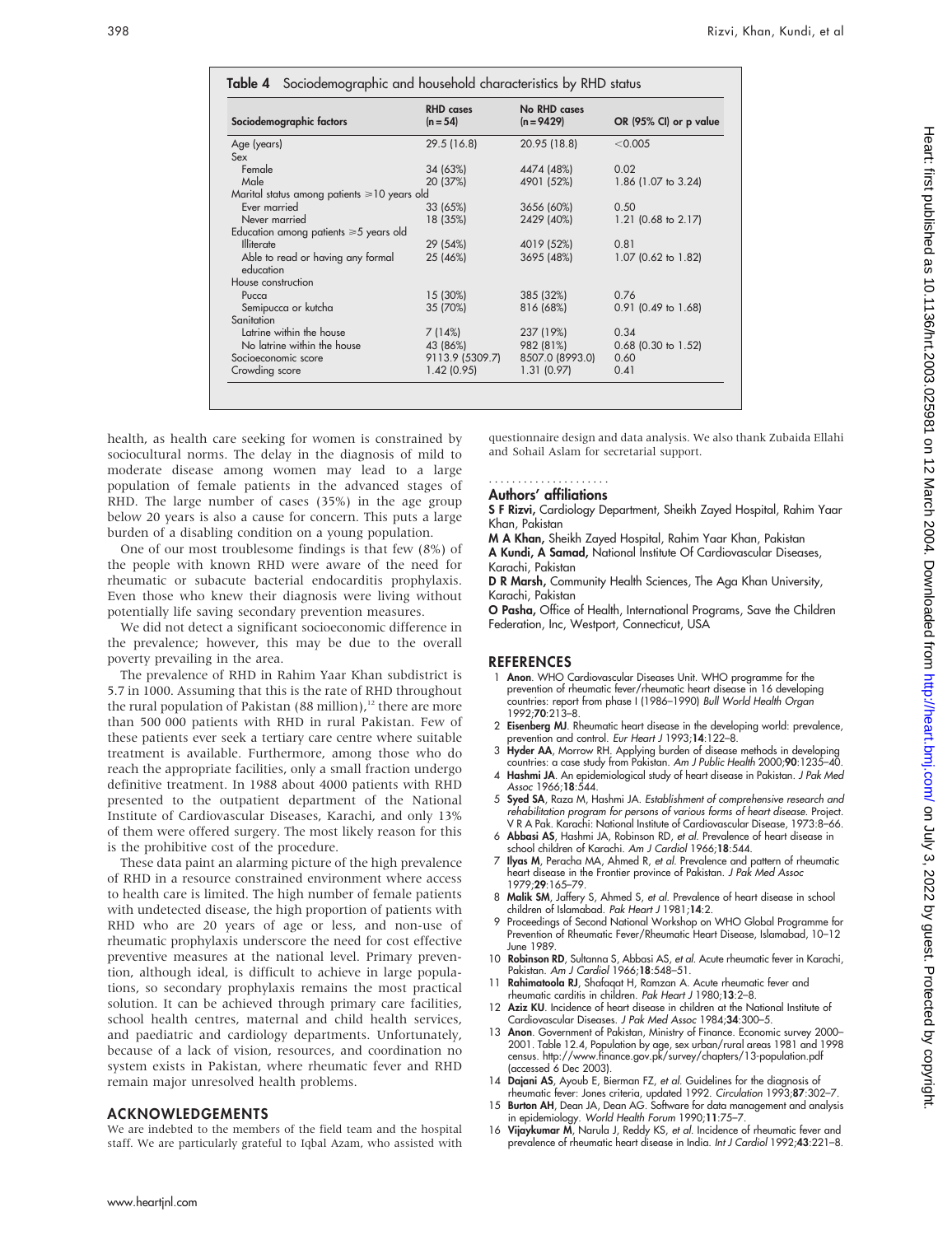**Table 4** Sociodemographic and household characteristics by RHD status

| Sociodemographic factors | RHD cases (n = 54) | No RHD cases (n = 9429) | OR (95% CI) or p value |
|---|---|---|---|
| Age (years) | 29.5 (16.8) | 20.95 (18.8) | <0.005 |
| Sex | | | |
| Female | 34 (63%) | 4474 (48%) | 0.02 |
| Male | 20 (37%) | 4901 (52%) | 1.86 (1.07 to 3.24) |
| Marital status among patients ⩾10 years old | | | |
| Ever married | 33 (65%) | 3656 (60%) | 0.50 |
| Never married | 18 (35%) | 2429 (40%) | 1.21 (0.68 to 2.17) |
| Education among patients ⩾5 years old | | | |
| Illiterate | 29 (54%) | 4019 (52%) | 0.81 |
| Able to read or having any formal education | 25 (46%) | 3695 (48%) | 1.07 (0.62 to 1.82) |
| House construction | | | |
| Pucca | 15 (30%) | 385 (32%) | 0.76 |
| Semipucca or kutcha | 35 (70%) | 816 (68%) | 0.91 (0.49 to 1.68) |
| Sanitation | | | |
| Latrine within the house | 7 (14%) | 237 (19%) | 0.34 |
| No latrine within the house | 43 (86%) | 982 (81%) | 0.68 (0.30 to 1.52) |
| Socioeconomic score | 9113.9 (5309.7) | 8507.0 (8993.0) | 0.60 |
| Crowding score | 1.42 (0.95) | 1.31 (0.97) | 0.41 |

health, as health care seeking for women is constrained by sociocultural norms. The delay in the diagnosis of mild to moderate disease among women may lead to a large population of female patients in the advanced stages of RHD. The large number of cases (35%) in the age group below 20 years is also a cause for concern. This puts a large burden of a disabling condition on a young population.

One of our most troublesome findings is that few (8%) of the people with known RHD were aware of the need for rheumatic or subacute bacterial endocarditis prophylaxis. Even those who knew their diagnosis were living without potentially life saving secondary prevention measures.

We did not detect a significant socioeconomic difference in the prevalence; however, this may be due to the overall poverty prevailing in the area.

The prevalence of RHD in Rahim Yaar Khan subdistrict is 5.7 in 1000. Assuming that this is the rate of RHD throughout the rural population of Pakistan (88 million),[12] there are more than 500 000 patients with RHD in rural Pakistan. Few of these patients ever seek a tertiary care centre where suitable treatment is available. Furthermore, among those who do reach the appropriate facilities, only a small fraction undergo definitive treatment. In 1988 about 4000 patients with RHD presented to the outpatient department of the National Institute of Cardiovascular Diseases, Karachi, and only 13% of them were offered surgery. The most likely reason for this is the prohibitive cost of the procedure.

These data paint an alarming picture of the high prevalence of RHD in a resource constrained environment where access to health care is limited. The high number of female patients with undetected disease, the high proportion of patients with RHD who are 20 years of age or less, and non-use of rheumatic prophylaxis underscore the need for cost effective preventive measures at the national level. Primary prevention, although ideal, is difficult to achieve in large populations, so secondary prophylaxis remains the most practical solution. It can be achieved through primary care facilities, school health centres, maternal and child health services, and paediatric and cardiology departments. Unfortunately, because of a lack of vision, resources, and coordination no system exists in Pakistan, where rheumatic fever and RHD remain major unresolved health problems.

## ACKNOWLEDGEMENTS

We are indebted to the members of the field team and the hospital staff. We are particularly grateful to Iqbal Azam, who assisted with questionnaire design and data analysis. We also thank Zubaida Ellahi and Sohail Aslam for secretarial support.

### Authors' affiliations

**S F Rizvi,** Cardiology Department, Sheikh Zayed Hospital, Rahim Yaar Khan, Pakistan
**M A Khan,** Sheikh Zayed Hospital, Rahim Yaar Khan, Pakistan
**A Kundi, A Samad,** National Institute Of Cardiovascular Diseases, Karachi, Pakistan
**D R Marsh,** Community Health Sciences, The Aga Khan University, Karachi, Pakistan
**O Pasha,** Office of Health, International Programs, Save the Children Federation, Inc, Westport, Connecticut, USA

## REFERENCES

1. **Anon**. WHO Cardiovascular Diseases Unit. WHO programme for the prevention of rheumatic fever/rheumatic heart disease in 16 developing countries: report from phase I (1986–1990) *Bull World Health Organ* 1992;**70**:213–8.
2. **Eisenberg MJ**. Rheumatic heart disease in the developing world: prevalence, prevention and control. *Eur Heart J* 1993;**14**:122–8.
3. **Hyder AA**, Morrow RH. Applying burden of disease methods in developing countries: a case study from Pakistan. *Am J Public Health* 2000;**90**:1235–40.
4. **Hashmi JA**. An epidemiological study of heart disease in Pakistan. *J Pak Med Assoc* 1966;**18**:544.
5. **Syed SA**, Raza M, Hashmi JA. *Establishment of comprehensive research and rehabilitation program for persons of various forms of heart disease*. Project. V R A Pak. Karachi: National Institute of Cardiovascular Disease, 1973:8–66.
6. **Abbasi AS**, Hashmi JA, Robinson RD, *et al*. Prevalence of heart disease in school children of Karachi. *Am J Cardiol* 1966;**18**:544.
7. **Ilyas M**, Peracha MA, Ahmed R, *et al*. Prevalence and pattern of rheumatic heart disease in the Frontier province of Pakistan. *J Pak Med Assoc* 1979;**29**:165–79.
8. **Malik SM**, Jaffery S, Ahmed S, *et al*. Prevalence of heart disease in school children of Islamabad. *Pak Heart J* 1981;**14**:2.
9. Proceedings of Second National Workshop on WHO Global Programme for Prevention of Rheumatic Fever/Rheumatic Heart Disease, Islamabad, 10–12 June 1989.
10. **Robinson RD**, Sultanna S, Abbasi AS, *et al*. Acute rheumatic fever in Karachi, Pakistan. *Am J Cardiol* 1966;**18**:548–51.
11. **Rahimatoola RJ**, Shafaqat H, Ramzan A. Acute rheumatic fever and rheumatic carditis in children. *Pak Heart J* 1980;**13**:2–8.
12. **Aziz KU**. Incidence of heart disease in children at the National Institute of Cardiovascular Diseases. *J Pak Med Assoc* 1984;**34**:300–5.
13. **Anon**. Government of Pakistan, Ministry of Finance. Economic survey 2000–2001. Table 12.4, Population by age, sex urban/rural areas 1981 and 1998 census. http://www.finance.gov.pk/survey/chapters/13-population.pdf (accessed 6 Dec 2003).
14. **Dajani AS**, Ayoub E, Bierman FZ, *et al*. Guidelines for the diagnosis of rheumatic fever: Jones criteria, updated 1992. *Circulation* 1993;**87**:302–7.
15. **Burton AH**, Dean JA, Dean AG. Software for data management and analysis in epidemiology. *World Health Forum* 1990;**11**:75–7.
16. **Vijaykumar M**, Narula J, Reddy KS, *et al*. Incidence of rheumatic fever and prevalence of rheumatic heart disease in India. *Int J Cardiol* 1992;**43**:221–8.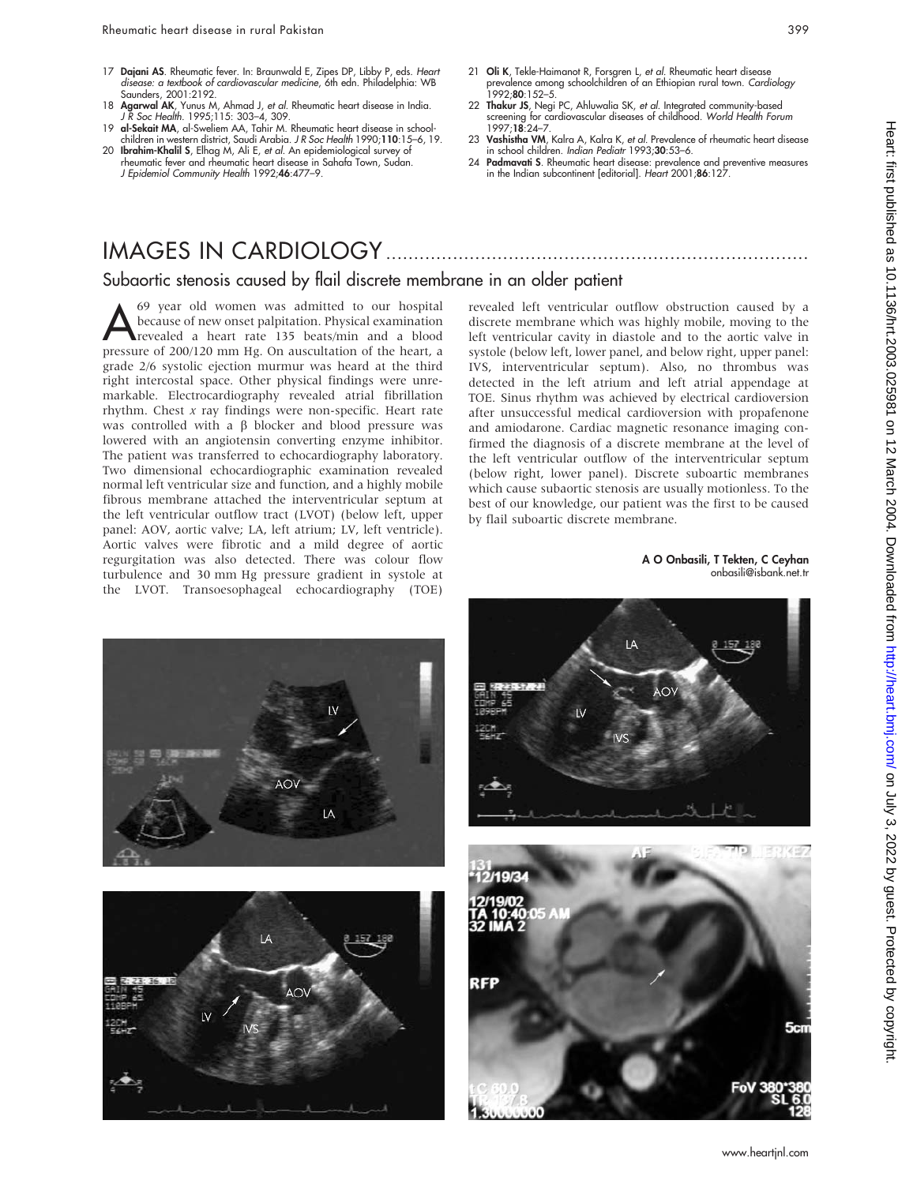17 **Dajani AS**. Rheumatic fever. In: Braunwald E, Zipes DP, Libby P, eds. *Heart disease: a textbook of cardiovascular medicine*, 6th edn. Philadelphia: WB Saunders, 2001:2192.

18 **Agarwal AK**, Yunus M, Ahmad J, *et al*. Rheumatic heart disease in India. *J R Soc Health*. 1995;115: 303–4, 309.

19 **al-Sekait MA**, al-Sweliem AA, Tahir M. Rheumatic heart disease in schoolchildren in western district, Saudi Arabia. *J R Soc Health* 1990;**110**:15–6, 19.

20 **Ibrahim-Khalil S**, Elhag M, Ali E, *et al*. An epidemiological survey of rheumatic fever and rheumatic heart disease in Sahafa Town, Sudan. *J Epidemiol Community Health* 1992;**46**:477–9.

21 **Oli K**, Tekle-Haimanot R, Forsgren L, *et al*. Rheumatic heart disease prevalence among schoolchildren of an Ethiopian rural town. *Cardiology* 1992;**80**:152–5.

22 **Thakur JS**, Negi PC, Ahluwalia SK, *et al*. Integrated community-based screening for cardiovascular diseases of childhood. *World Health Forum* 1997;**18**:24–7.

23 **Vashistha VM**, Kalra A, Kalra K, *et al*. Prevalence of rheumatic heart disease in school children. *Indian Pediatr* 1993;**30**:53–6.

24 **Padmavati S**. Rheumatic heart disease: prevalence and preventive measures in the Indian subcontinent [editorial]. *Heart* 2001;**86**:127.

# IMAGES IN CARDIOLOGY

## Subaortic stenosis caused by flail discrete membrane in an older patient

A 69 year old women was admitted to our hospital because of new onset palpitation. Physical examination revealed a heart rate 135 beats/min and a blood pressure of 200/120 mm Hg. On auscultation of the heart, a grade 2/6 systolic ejection murmur was heard at the third right intercostal space. Other physical findings were unremarkable. Electrocardiography revealed atrial fibrillation rhythm. Chest *x* ray findings were non-specific. Heart rate was controlled with a β blocker and blood pressure was lowered with an angiotensin converting enzyme inhibitor. The patient was transferred to echocardiography laboratory. Two dimensional echocardiographic examination revealed normal left ventricular size and function, and a highly mobile fibrous membrane attached the interventricular septum at the left ventricular outflow tract (LVOT) (below left, upper panel: AOV, aortic valve; LA, left atrium; LV, left ventricle). Aortic valves were fibrotic and a mild degree of aortic regurgitation was also detected. There was colour flow turbulence and 30 mm Hg pressure gradient in systole at the LVOT. Transoesophageal echocardiography (TOE) revealed left ventricular outflow obstruction caused by a discrete membrane which was highly mobile, moving to the left ventricular cavity in diastole and to the aortic valve in systole (below left, lower panel, and below right, upper panel: IVS, interventricular septum). Also, no thrombus was detected in the left atrium and left atrial appendage at TOE. Sinus rhythm was achieved by electrical cardioversion after unsuccessful medical cardioversion with propafenone and amiodarone. Cardiac magnetic resonance imaging confirmed the diagnosis of a discrete membrane at the level of the left ventricular outflow of the interventricular septum (below right, lower panel). Discrete subaortic membranes which cause subaortic stenosis are usually motionless. To the best of our knowledge, our patient was the first to be caused by flail subaortic discrete membrane.

**A O Onbasili, T Tekten, C Ceyhan**
onbasili@isbank.net.tr